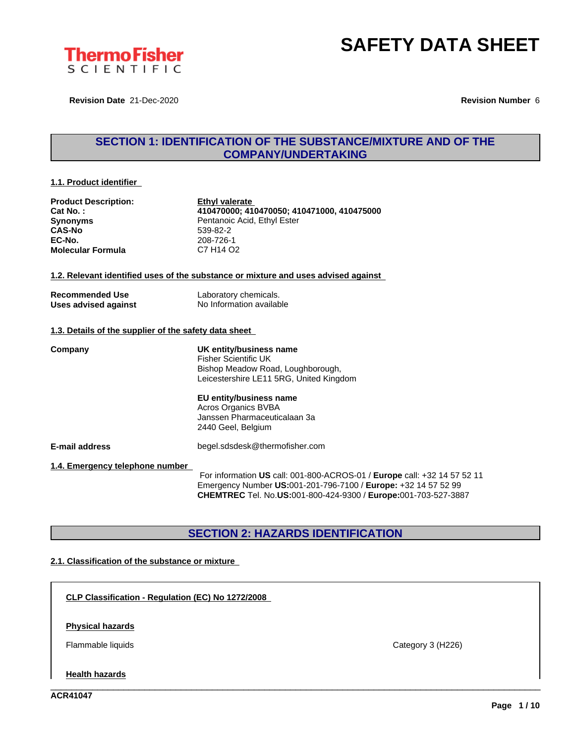# SAFETY DATA SHEET

**Revision Date** 21-Dec-2020 **Revision Number** 6

## SECTION 1: IDENTIFICATION OF THE SUBSTANCE/MIXTURE AND OF THE COMPANY/UNDERTAKING

### 1.1. Product identifier

| | |
|---|---|
| **Product Description:** | **Ethyl valerate** |
| **Cat No. :** | **410470000; 410470050; 410471000, 410475000** |
| **Synonyms** | Pentanoic Acid, Ethyl Ester |
| **CAS-No** | 539-82-2 |
| **EC-No.** | 208-726-1 |
| **Molecular Formula** | C7 H14 O2 |

### 1.2. Relevant identified uses of the substance or mixture and uses advised against

| | |
|---|---|
| **Recommended Use** | Laboratory chemicals. |
| **Uses advised against** | No Information available |

### 1.3. Details of the supplier of the safety data sheet

**Company**

**UK entity/business name**
Fisher Scientific UK
Bishop Meadow Road, Loughborough,
Leicestershire LE11 5RG, United Kingdom

**EU entity/business name**
Acros Organics BVBA
Janssen Pharmaceuticalaan 3a
2440 Geel, Belgium

**E-mail address** begel.sdsdesk@thermofisher.com

### 1.4. Emergency telephone number

For information **US** call: 001-800-ACROS-01 / **Europe** call: +32 14 57 52 11
Emergency Number **US:**001-201-796-7100 / **Europe:** +32 14 57 52 99
**CHEMTREC** Tel. No.**US:**001-800-424-9300 / **Europe:**001-703-527-3887

## SECTION 2: HAZARDS IDENTIFICATION

### 2.1. Classification of the substance or mixture

**CLP Classification - Regulation (EC) No 1272/2008**

**Physical hazards**

| | |
|---|---|
| Flammable liquids | Category 3 (H226) |

**Health hazards**

ACR41047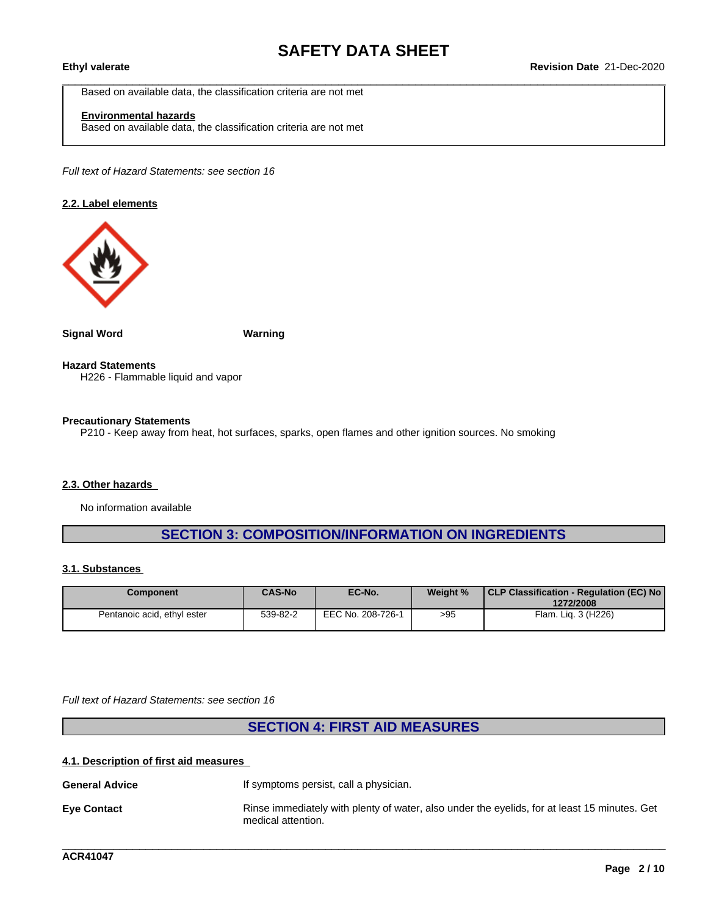Based on available data, the classification criteria are not met

**Environmental hazards**
Based on available data, the classification criteria are not met

*Full text of Hazard Statements: see section 16*

### 2.2. Label elements

**Signal Word** **Warning**

**Hazard Statements**
H226 - Flammable liquid and vapor

**Precautionary Statements**
P210 - Keep away from heat, hot surfaces, sparks, open flames and other ignition sources. No smoking

### 2.3. Other hazards

No information available

## SECTION 3: COMPOSITION/INFORMATION ON INGREDIENTS

### 3.1. Substances

| Component | CAS-No | EC-No. | Weight % | CLP Classification - Regulation (EC) No 1272/2008 |
|---|---|---|---|---|
| Pentanoic acid, ethyl ester | 539-82-2 | EEC No. 208-726-1 | >95 | Flam. Liq. 3 (H226) |

*Full text of Hazard Statements: see section 16*

## SECTION 4: FIRST AID MEASURES

### 4.1. Description of first aid measures

**General Advice** If symptoms persist, call a physician.

**Eye Contact** Rinse immediately with plenty of water, also under the eyelids, for at least 15 minutes. Get medical attention.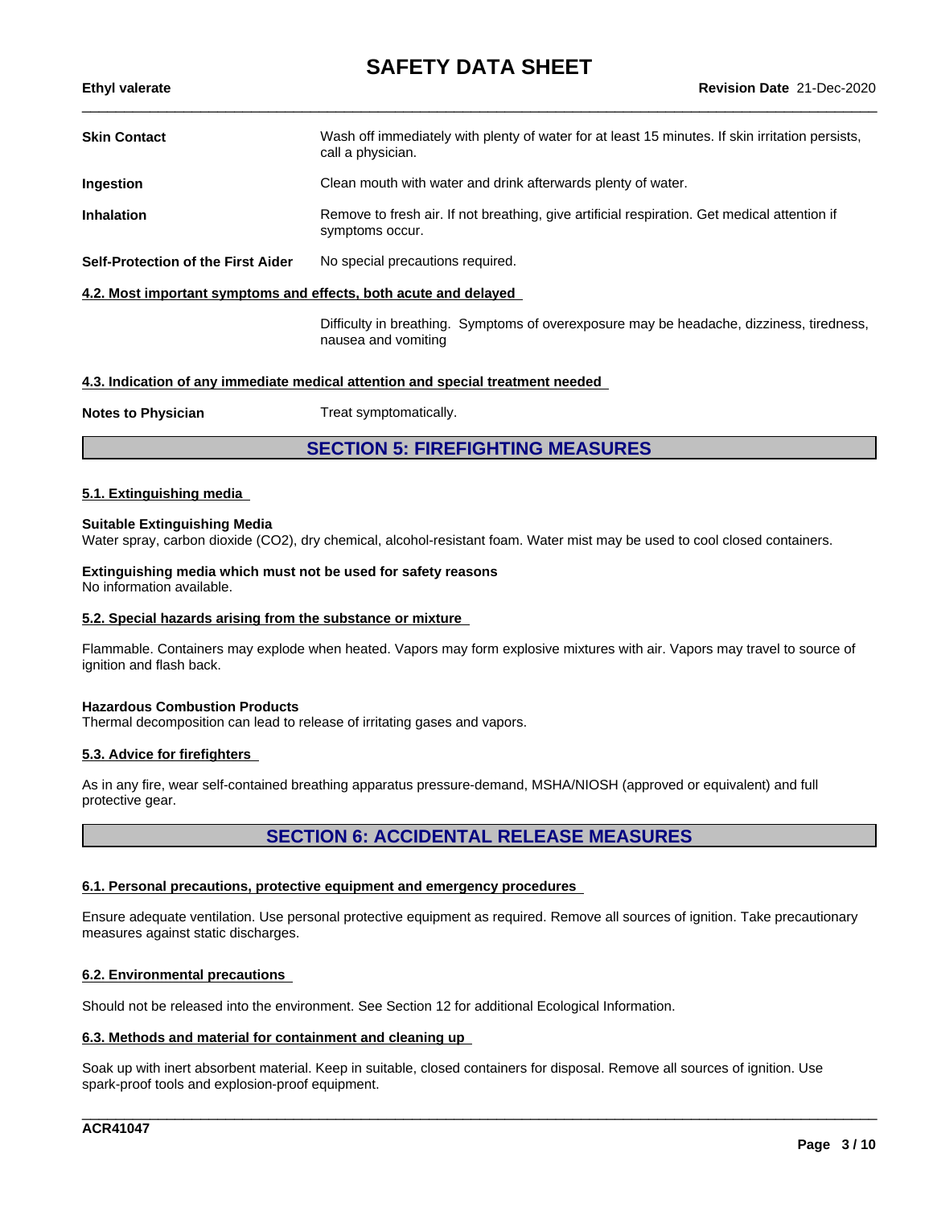| | |
|---|---|
| **Skin Contact** | Wash off immediately with plenty of water for at least 15 minutes. If skin irritation persists, call a physician. |
| **Ingestion** | Clean mouth with water and drink afterwards plenty of water. |
| **Inhalation** | Remove to fresh air. If not breathing, give artificial respiration. Get medical attention if symptoms occur. |
| **Self-Protection of the First Aider** | No special precautions required. |

**4.2. Most important symptoms and effects, both acute and delayed**

Difficulty in breathing. Symptoms of overexposure may be headache, dizziness, tiredness, nausea and vomiting

**4.3. Indication of any immediate medical attention and special treatment needed**

| | |
|---|---|
| **Notes to Physician** | Treat symptomatically. |

## SECTION 5: FIREFIGHTING MEASURES

**5.1. Extinguishing media**

**Suitable Extinguishing Media**
Water spray, carbon dioxide ($CO_2$), dry chemical, alcohol-resistant foam. Water mist may be used to cool closed containers.

**Extinguishing media which must not be used for safety reasons**
No information available.

**5.2. Special hazards arising from the substance or mixture**

Flammable. Containers may explode when heated. Vapors may form explosive mixtures with air. Vapors may travel to source of ignition and flash back.

**Hazardous Combustion Products**
Thermal decomposition can lead to release of irritating gases and vapors.

**5.3. Advice for firefighters**

As in any fire, wear self-contained breathing apparatus pressure-demand, MSHA/NIOSH (approved or equivalent) and full protective gear.

## SECTION 6: ACCIDENTAL RELEASE MEASURES

**6.1. Personal precautions, protective equipment and emergency procedures**

Ensure adequate ventilation. Use personal protective equipment as required. Remove all sources of ignition. Take precautionary measures against static discharges.

**6.2. Environmental precautions**

Should not be released into the environment. See Section 12 for additional Ecological Information.

**6.3. Methods and material for containment and cleaning up**

Soak up with inert absorbent material. Keep in suitable, closed containers for disposal. Remove all sources of ignition. Use spark-proof tools and explosion-proof equipment.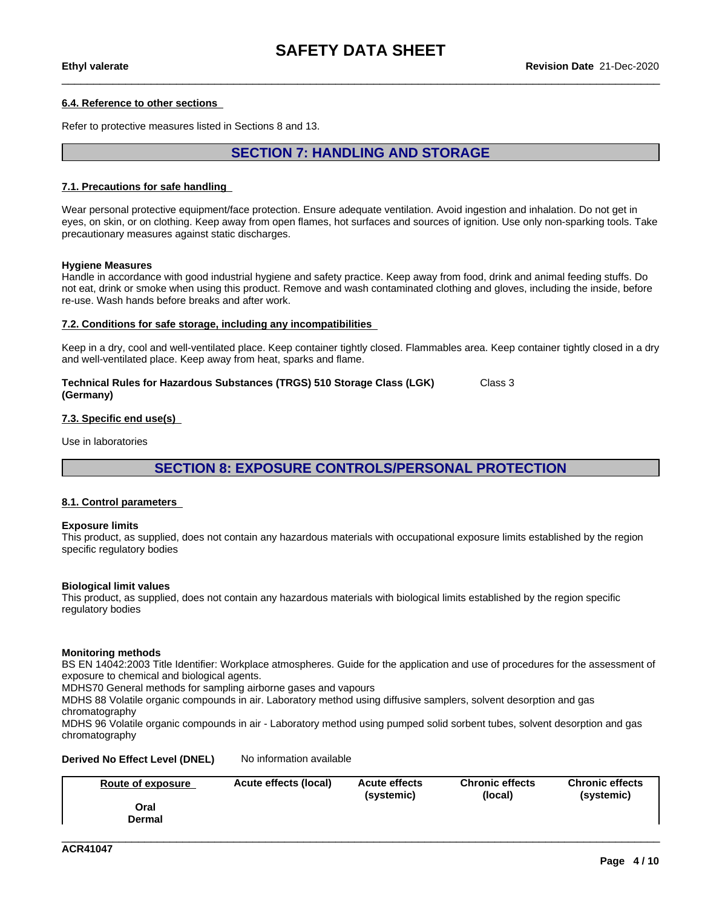#### 6.4. Reference to other sections

Refer to protective measures listed in Sections 8 and 13.

## SECTION 7: HANDLING AND STORAGE

#### 7.1. Precautions for safe handling

Wear personal protective equipment/face protection. Ensure adequate ventilation. Avoid ingestion and inhalation. Do not get in eyes, on skin, or on clothing. Keep away from open flames, hot surfaces and sources of ignition. Use only non-sparking tools. Take precautionary measures against static discharges.

**Hygiene Measures**
Handle in accordance with good industrial hygiene and safety practice. Keep away from food, drink and animal feeding stuffs. Do not eat, drink or smoke when using this product. Remove and wash contaminated clothing and gloves, including the inside, before re-use. Wash hands before breaks and after work.

#### 7.2. Conditions for safe storage, including any incompatibilities

Keep in a dry, cool and well-ventilated place. Keep container tightly closed. Flammables area. Keep container tightly closed in a dry and well-ventilated place. Keep away from heat, sparks and flame.

**Technical Rules for Hazardous Substances (TRGS) 510 Storage Class (LGK) (Germany)** Class 3

#### 7.3. Specific end use(s)

Use in laboratories

## SECTION 8: EXPOSURE CONTROLS/PERSONAL PROTECTION

#### 8.1. Control parameters

**Exposure limits**
This product, as supplied, does not contain any hazardous materials with occupational exposure limits established by the region specific regulatory bodies

**Biological limit values**
This product, as supplied, does not contain any hazardous materials with biological limits established by the region specific regulatory bodies

**Monitoring methods**
BS EN 14042:2003 Title Identifier: Workplace atmospheres. Guide for the application and use of procedures for the assessment of exposure to chemical and biological agents.
MDHS70 General methods for sampling airborne gases and vapours
MDHS 88 Volatile organic compounds in air. Laboratory method using diffusive samplers, solvent desorption and gas chromatography
MDHS 96 Volatile organic compounds in air - Laboratory method using pumped solid sorbent tubes, solvent desorption and gas chromatography

**Derived No Effect Level (DNEL)** No information available

| Route of exposure | Acute effects (local) | Acute effects (systemic) | Chronic effects (local) | Chronic effects (systemic) |
|---|---|---|---|---|
| Oral | | | | |
| Dermal | | | | |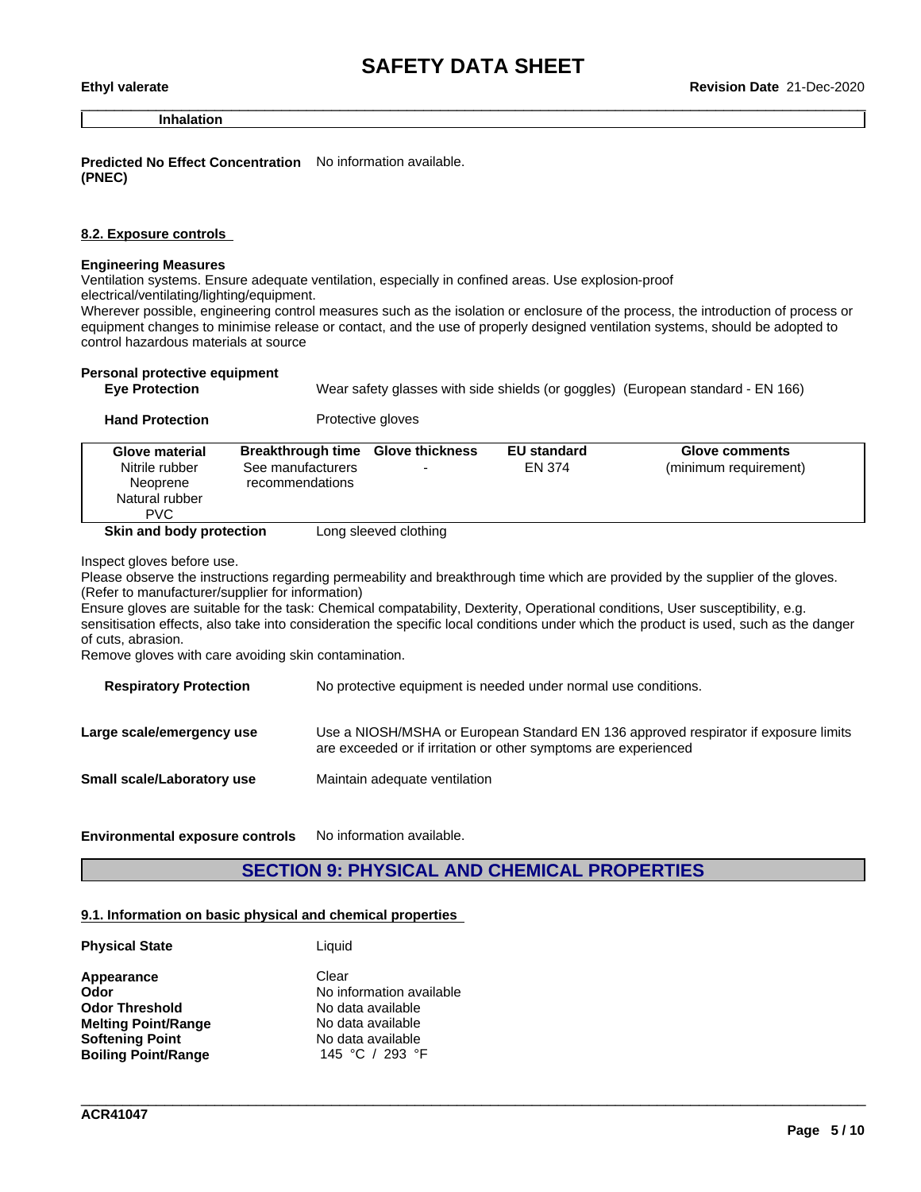| Inhalation |
|---|

**Predicted No Effect Concentration (PNEC)** No information available.

**8.2. Exposure controls**

**Engineering Measures**
Ventilation systems. Ensure adequate ventilation, especially in confined areas. Use explosion-proof electrical/ventilating/lighting/equipment.
Wherever possible, engineering control measures such as the isolation or enclosure of the process, the introduction of process or equipment changes to minimise release or contact, and the use of properly designed ventilation systems, should be adopted to control hazardous materials at source

**Personal protective equipment**

**Eye Protection** Wear safety glasses with side shields (or goggles) (European standard - EN 166)

**Hand Protection** Protective gloves

| Glove material | Breakthrough time | Glove thickness | EU standard | Glove comments |
|---|---|---|---|---|
| Nitrile rubber<br>Neoprene<br>Natural rubber<br>PVC | See manufacturers recommendations | - | EN 374 | (minimum requirement) |

**Skin and body protection** Long sleeved clothing

Inspect gloves before use.
Please observe the instructions regarding permeability and breakthrough time which are provided by the supplier of the gloves. (Refer to manufacturer/supplier for information)
Ensure gloves are suitable for the task: Chemical compatability, Dexterity, Operational conditions, User susceptibility, e.g. sensitisation effects, also take into consideration the specific local conditions under which the product is used, such as the danger of cuts, abrasion.
Remove gloves with care avoiding skin contamination.

**Respiratory Protection** No protective equipment is needed under normal use conditions.

**Large scale/emergency use** Use a NIOSH/MSHA or European Standard EN 136 approved respirator if exposure limits are exceeded or if irritation or other symptoms are experienced

**Small scale/Laboratory use** Maintain adequate ventilation

**Environmental exposure controls** No information available.

## SECTION 9: PHYSICAL AND CHEMICAL PROPERTIES

**9.1. Information on basic physical and chemical properties**

**Physical State** Liquid

**Appearance** Clear
**Odor** No information available
**Odor Threshold** No data available
**Melting Point/Range** No data available
**Softening Point** No data available
**Boiling Point/Range** 145 °C / 293 °F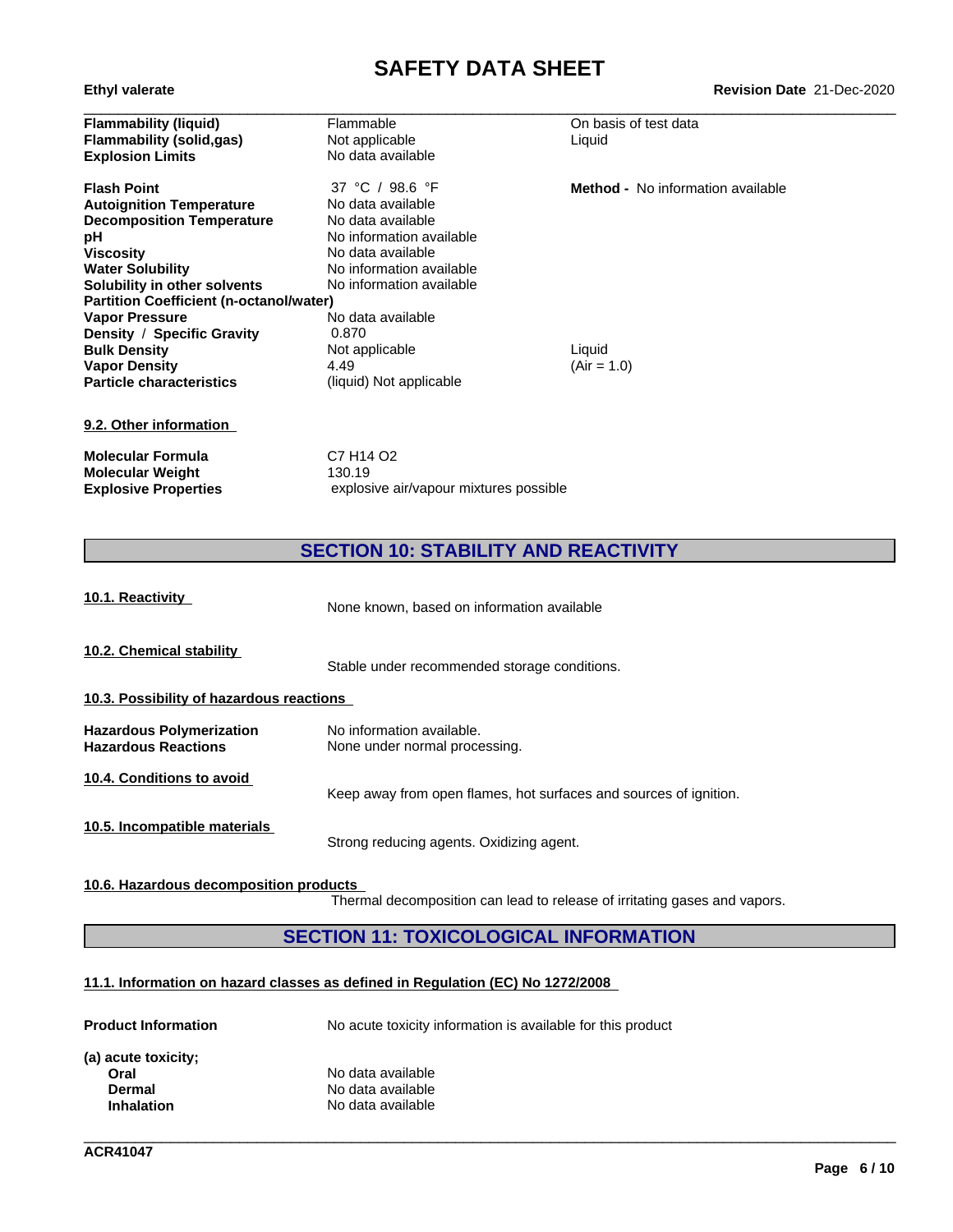| | | |
|---|---|---|
| **Flammability (liquid)** | Flammable | On basis of test data |
| **Flammability (solid,gas)** | Not applicable | Liquid |
| **Explosion Limits** | No data available | |
| **Flash Point** | 37 °C / 98.6 °F | **Method -** No information available |
| **Autoignition Temperature** | No data available | |
| **Decomposition Temperature** | No data available | |
| **pH** | No information available | |
| **Viscosity** | No data available | |
| **Water Solubility** | No information available | |
| **Solubility in other solvents** | No information available | |
| **Partition Coefficient (n-octanol/water)** | | |
| **Vapor Pressure** | No data available | |
| **Density / Specific Gravity** | 0.870 | |
| **Bulk Density** | Not applicable | Liquid |
| **Vapor Density** | 4.49 | (Air = 1.0) |
| **Particle characteristics** | (liquid) Not applicable | |

**9.2. Other information**

| | |
|---|---|
| **Molecular Formula** | C7 H14 O2 |
| **Molecular Weight** | 130.19 |
| **Explosive Properties** | explosive air/vapour mixtures possible |

## SECTION 10: STABILITY AND REACTIVITY

**10.1. Reactivity**

None known, based on information available

**10.2. Chemical stability**

Stable under recommended storage conditions.

**10.3. Possibility of hazardous reactions**

| | |
|---|---|
| **Hazardous Polymerization** | No information available. |
| **Hazardous Reactions** | None under normal processing. |

**10.4. Conditions to avoid**

Keep away from open flames, hot surfaces and sources of ignition.

**10.5. Incompatible materials**

Strong reducing agents. Oxidizing agent.

**10.6. Hazardous decomposition products**

Thermal decomposition can lead to release of irritating gases and vapors.

## SECTION 11: TOXICOLOGICAL INFORMATION

**11.1. Information on hazard classes as defined in Regulation (EC) No 1272/2008**

**Product Information** No acute toxicity information is available for this product

**(a) acute toxicity;**

| | |
|---|---|
| **Oral** | No data available |
| **Dermal** | No data available |
| **Inhalation** | No data available |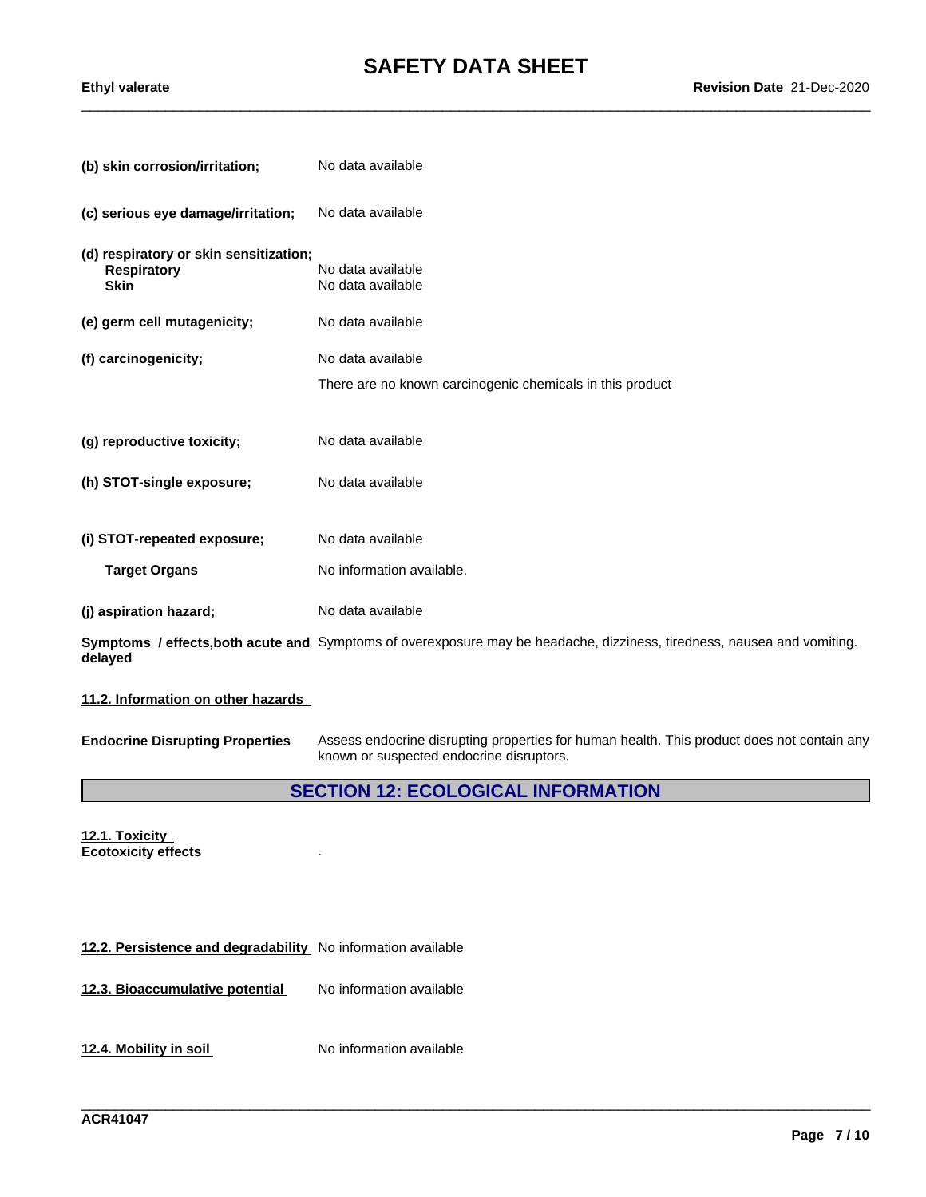**(b) skin corrosion/irritation;** No data available

**(c) serious eye damage/irritation;** No data available

**(d) respiratory or skin sensitization;**
**Respiratory** No data available
**Skin** No data available

**(e) germ cell mutagenicity;** No data available

**(f) carcinogenicity;** No data available

There are no known carcinogenic chemicals in this product

**(g) reproductive toxicity;** No data available

**(h) STOT-single exposure;** No data available

**(i) STOT-repeated exposure;** No data available

**Target Organs** No information available.

**(j) aspiration hazard;** No data available

**Symptoms / effects,both acute and delayed** Symptoms of overexposure may be headache, dizziness, tiredness, nausea and vomiting.

**11.2. Information on other hazards**

**Endocrine Disrupting Properties** Assess endocrine disrupting properties for human health. This product does not contain any known or suspected endocrine disruptors.

## SECTION 12: ECOLOGICAL INFORMATION

**12.1. Toxicity**
**Ecotoxicity effects** .

**12.2. Persistence and degradability** No information available

**12.3. Bioaccumulative potential** No information available

**12.4. Mobility in soil** No information available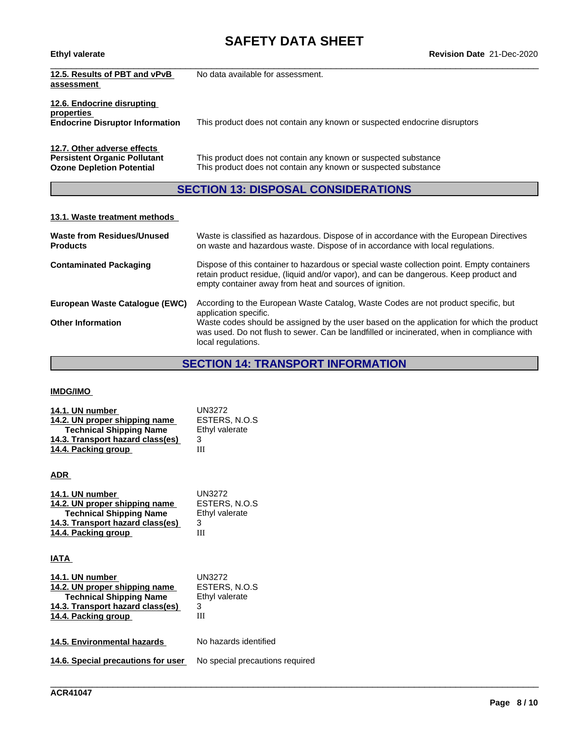| | |
|---|---|
| **12.5. Results of PBT and vPvB assessment** | No data available for assessment. |

**12.6. Endocrine disrupting properties**

| | |
|---|---|
| **Endocrine Disruptor Information** | This product does not contain any known or suspected endocrine disruptors |

**12.7. Other adverse effects**

| | |
|---|---|
| **Persistent Organic Pollutant** | This product does not contain any known or suspected substance |
| **Ozone Depletion Potential** | This product does not contain any known or suspected substance |

## SECTION 13: DISPOSAL CONSIDERATIONS

**13.1. Waste treatment methods**

| | |
|---|---|
| **Waste from Residues/Unused Products** | Waste is classified as hazardous. Dispose of in accordance with the European Directives on waste and hazardous waste. Dispose of in accordance with local regulations. |
| **Contaminated Packaging** | Dispose of this container to hazardous or special waste collection point. Empty containers retain product residue, (liquid and/or vapor), and can be dangerous. Keep product and empty container away from heat and sources of ignition. |
| **European Waste Catalogue (EWC)** | According to the European Waste Catalog, Waste Codes are not product specific, but application specific. |
| **Other Information** | Waste codes should be assigned by the user based on the application for which the product was used. Do not flush to sewer. Can be landfilled or incinerated, when in compliance with local regulations. |

## SECTION 14: TRANSPORT INFORMATION

**IMDG/IMO**

| | |
|---|---|
| **14.1. UN number** | UN3272 |
| **14.2. UN proper shipping name** | ESTERS, N.O.S |
| **Technical Shipping Name** | Ethyl valerate |
| **14.3. Transport hazard class(es)** | 3 |
| **14.4. Packing group** | III |

**ADR**

| | |
|---|---|
| **14.1. UN number** | UN3272 |
| **14.2. UN proper shipping name** | ESTERS, N.O.S |
| **Technical Shipping Name** | Ethyl valerate |
| **14.3. Transport hazard class(es)** | 3 |
| **14.4. Packing group** | III |

**IATA**

| | |
|---|---|
| **14.1. UN number** | UN3272 |
| **14.2. UN proper shipping name** | ESTERS, N.O.S |
| **Technical Shipping Name** | Ethyl valerate |
| **14.3. Transport hazard class(es)** | 3 |
| **14.4. Packing group** | III |

| | |
|---|---|
| **14.5. Environmental hazards** | No hazards identified |
| **14.6. Special precautions for user** | No special precautions required |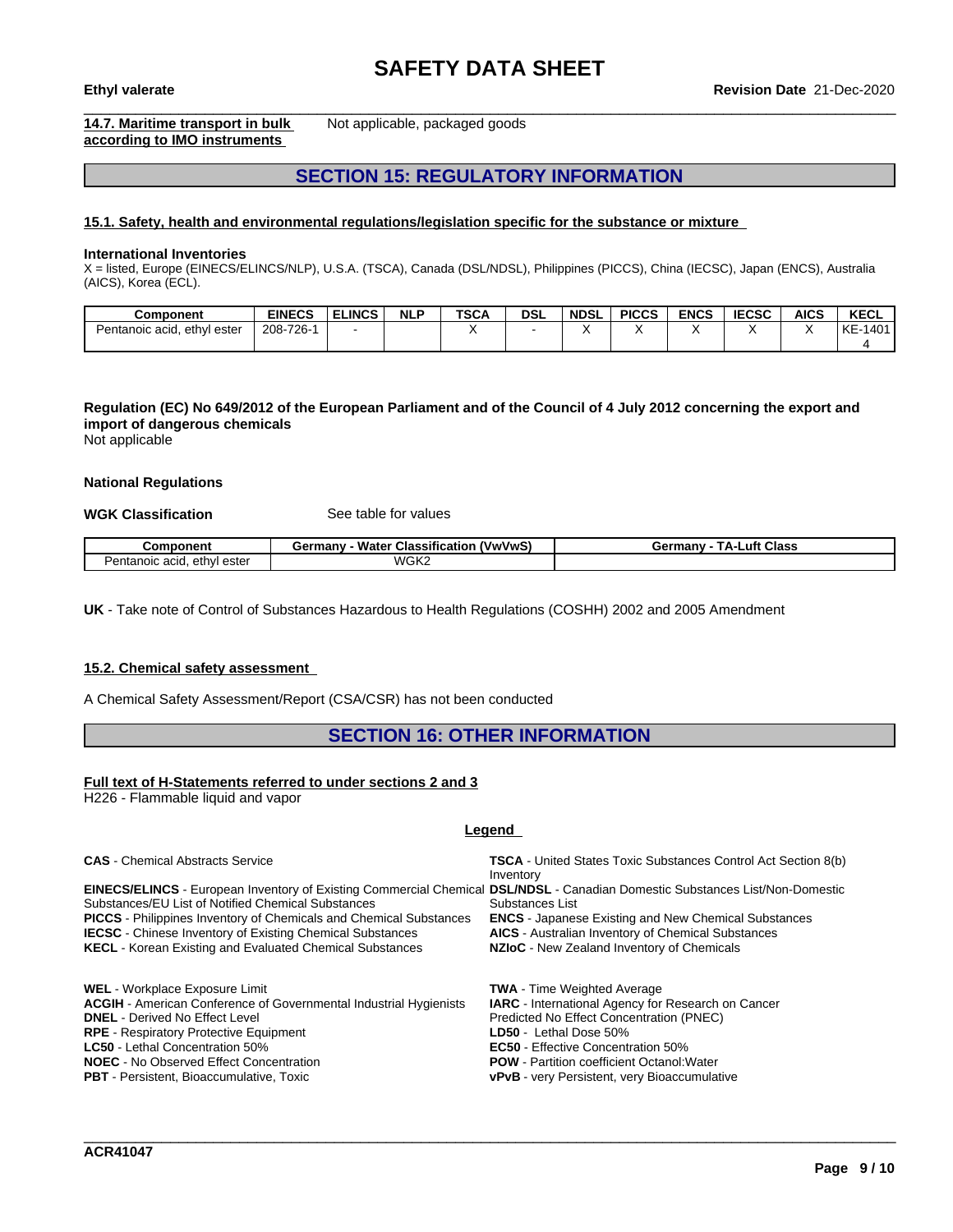**14.7. Maritime transport in bulk according to IMO instruments** Not applicable, packaged goods

## SECTION 15: REGULATORY INFORMATION

### 15.1. Safety, health and environmental regulations/legislation specific for the substance or mixture

**International Inventories**
X = listed, Europe (EINECS/ELINCS/NLP), U.S.A. (TSCA), Canada (DSL/NDSL), Philippines (PICCS), China (IECSC), Japan (ENCS), Australia (AICS), Korea (ECL).

| Component | EINECS | ELINCS | NLP | TSCA | DSL | NDSL | PICCS | ENCS | IECSC | AICS | KECL |
|---|---|---|---|---|---|---|---|---|---|---|---|
| Pentanoic acid, ethyl ester | 208-726-1 | - | | X | - | X | X | X | X | X | KE-14014 |

**Regulation (EC) No 649/2012 of the European Parliament and of the Council of 4 July 2012 concerning the export and import of dangerous chemicals**
Not applicable

**National Regulations**

**WGK Classification** See table for values

| Component | Germany - Water Classification (VwVwS) | Germany - TA-Luft Class |
|---|---|---|
| Pentanoic acid, ethyl ester | WGK2 | |

**UK** - Take note of Control of Substances Hazardous to Health Regulations (COSHH) 2002 and 2005 Amendment

### 15.2. Chemical safety assessment

A Chemical Safety Assessment/Report (CSA/CSR) has not been conducted

## SECTION 16: OTHER INFORMATION

**Full text of H-Statements referred to under sections 2 and 3**
H226 - Flammable liquid and vapor

**Legend**

**CAS** - Chemical Abstracts Service
**EINECS/ELINCS** - European Inventory of Existing Commercial Chemical Substances/EU List of Notified Chemical Substances
**PICCS** - Philippines Inventory of Chemicals and Chemical Substances
**IECSC** - Chinese Inventory of Existing Chemical Substances
**KECL** - Korean Existing and Evaluated Chemical Substances
**TSCA** - United States Toxic Substances Control Act Section 8(b) Inventory
**DSL/NDSL** - Canadian Domestic Substances List/Non-Domestic Substances List
**ENCS** - Japanese Existing and New Chemical Substances
**AICS** - Australian Inventory of Chemical Substances
**NZIoC** - New Zealand Inventory of Chemicals

**WEL** - Workplace Exposure Limit
**ACGIH** - American Conference of Governmental Industrial Hygienists
**DNEL** - Derived No Effect Level
**RPE** - Respiratory Protective Equipment
**LC50** - Lethal Concentration 50%
**NOEC** - No Observed Effect Concentration
**PBT** - Persistent, Bioaccumulative, Toxic
**TWA** - Time Weighted Average
**IARC** - International Agency for Research on Cancer
Predicted No Effect Concentration (PNEC)
**LD50** - Lethal Dose 50%
**EC50** - Effective Concentration 50%
**POW** - Partition coefficient Octanol:Water
**vPvB** - very Persistent, very Bioaccumulative

ACR41047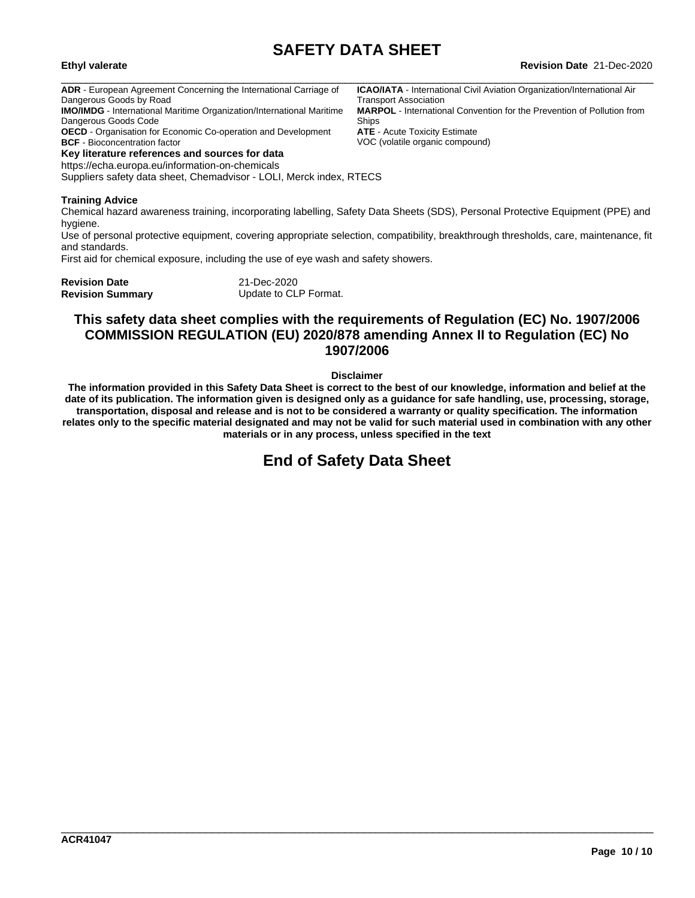**ADR** - European Agreement Concerning the International Carriage of Dangerous Goods by Road
**IMO/IMDG** - International Maritime Organization/International Maritime Dangerous Goods Code
**OECD** - Organisation for Economic Co-operation and Development
**BCF** - Bioconcentration factor
**ICAO/IATA** - International Civil Aviation Organization/International Air Transport Association
**MARPOL** - International Convention for the Prevention of Pollution from Ships
**ATE** - Acute Toxicity Estimate
VOC (volatile organic compound)

**Key literature references and sources for data**
https://echa.europa.eu/information-on-chemicals
Suppliers safety data sheet, Chemadvisor - LOLI, Merck index, RTECS

**Training Advice**
Chemical hazard awareness training, incorporating labelling, Safety Data Sheets (SDS), Personal Protective Equipment (PPE) and hygiene.
Use of personal protective equipment, covering appropriate selection, compatibility, breakthrough thresholds, care, maintenance, fit and standards.
First aid for chemical exposure, including the use of eye wash and safety showers.

| | |
|---|---|
| **Revision Date** | 21-Dec-2020 |
| **Revision Summary** | Update to CLP Format. |

## This safety data sheet complies with the requirements of Regulation (EC) No. 1907/2006 COMMISSION REGULATION (EU) 2020/878 amending Annex II to Regulation (EC) No 1907/2006

**Disclaimer**

**The information provided in this Safety Data Sheet is correct to the best of our knowledge, information and belief at the date of its publication. The information given is designed only as a guidance for safe handling, use, processing, storage, transportation, disposal and release and is not to be considered a warranty or quality specification. The information relates only to the specific material designated and may not be valid for such material used in combination with any other materials or in any process, unless specified in the text**

# End of Safety Data Sheet